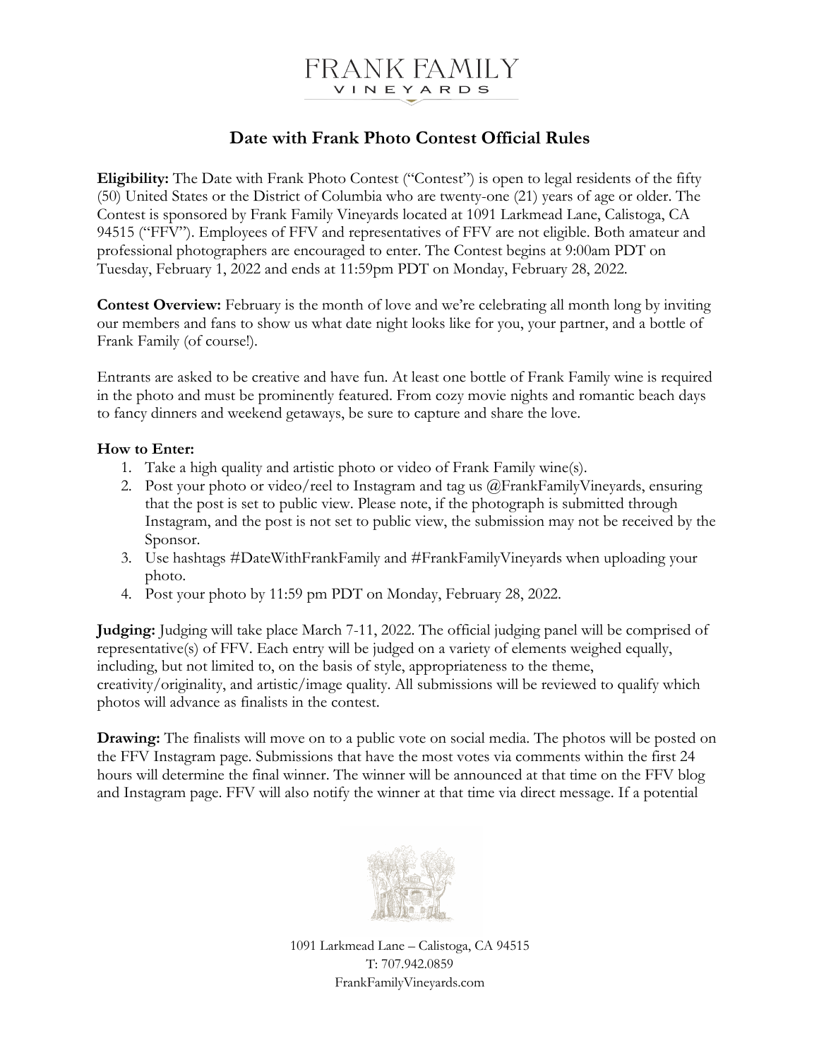# FRANK FAMILY VINEYARDS

## Date with Frank Photo Contest Official Rules

**Eligibility:** The Date with Frank Photo Contest ("Contest") is open to legal residents of the fifty (50) United States or the District of Columbia who are twenty-one (21) years of age or older. The Contest is sponsored by Frank Family Vineyards located at 1091 Larkmead Lane, Calistoga, CA 94515 ("FFV"). Employees of FFV and representatives of FFV are not eligible. Both amateur and professional photographers are encouraged to enter. The Contest begins at 9:00am PDT on Tuesday, February 1, 2022 and ends at 11:59pm PDT on Monday, February 28, 2022.

**Contest Overview:** February is the month of love and we're celebrating all month long by inviting our members and fans to show us what date night looks like for you, your partner, and a bottle of Frank Family (of course!).

Entrants are asked to be creative and have fun. At least one bottle of Frank Family wine is required in the photo and must be prominently featured. From cozy movie nights and romantic beach days to fancy dinners and weekend getaways, be sure to capture and share the love.

**How to Enter:**

1. Take a high quality and artistic photo or video of Frank Family wine(s).
2. Post your photo or video/reel to Instagram and tag us @FrankFamilyVineyards, ensuring that the post is set to public view. Please note, if the photograph is submitted through Instagram, and the post is not set to public view, the submission may not be received by the Sponsor.
3. Use hashtags #DateWithFrankFamily and #FrankFamilyVineyards when uploading your photo.
4. Post your photo by 11:59 pm PDT on Monday, February 28, 2022.

**Judging:** Judging will take place March 7-11, 2022. The official judging panel will be comprised of representative(s) of FFV. Each entry will be judged on a variety of elements weighed equally, including, but not limited to, on the basis of style, appropriateness to the theme, creativity/originality, and artistic/image quality. All submissions will be reviewed to qualify which photos will advance as finalists in the contest.

**Drawing:** The finalists will move on to a public vote on social media. The photos will be posted on the FFV Instagram page. Submissions that have the most votes via comments within the first 24 hours will determine the final winner. The winner will be announced at that time on the FFV blog and Instagram page. FFV will also notify the winner at that time via direct message. If a potential

1091 Larkmead Lane – Calistoga, CA 94515
T: 707.942.0859
FrankFamilyVineyards.com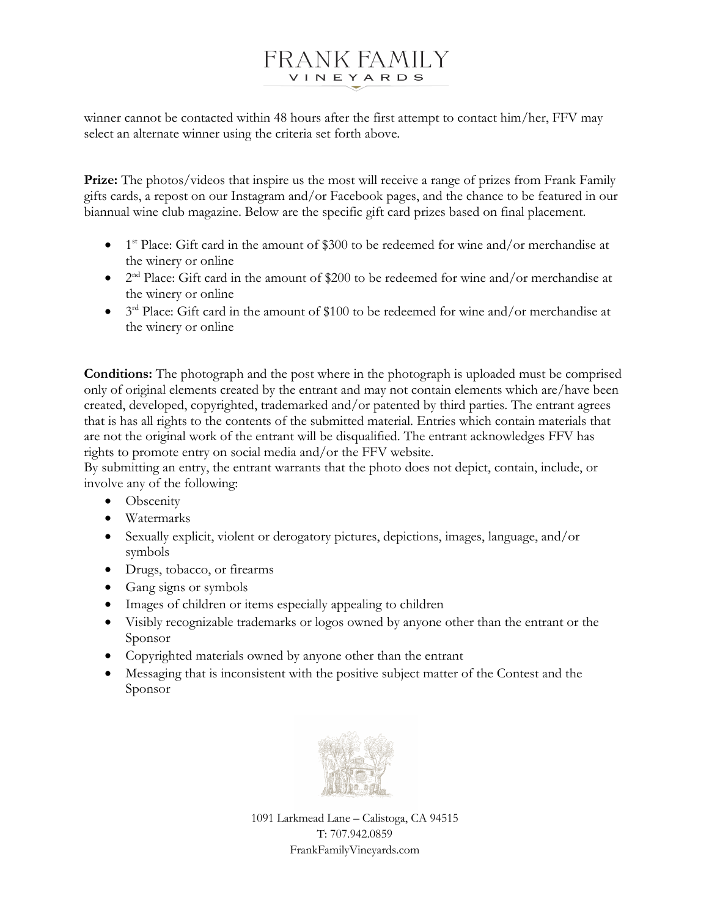winner cannot be contacted within 48 hours after the first attempt to contact him/her, FFV may select an alternate winner using the criteria set forth above.

**Prize:** The photos/videos that inspire us the most will receive a range of prizes from Frank Family gifts cards, a repost on our Instagram and/or Facebook pages, and the chance to be featured in our biannual wine club magazine. Below are the specific gift card prizes based on final placement.

- 1st Place: Gift card in the amount of $300 to be redeemed for wine and/or merchandise at the winery or online
- 2nd Place: Gift card in the amount of $200 to be redeemed for wine and/or merchandise at the winery or online
- 3rd Place: Gift card in the amount of $100 to be redeemed for wine and/or merchandise at the winery or online

**Conditions:** The photograph and the post where in the photograph is uploaded must be comprised only of original elements created by the entrant and may not contain elements which are/have been created, developed, copyrighted, trademarked and/or patented by third parties. The entrant agrees that is has all rights to the contents of the submitted material. Entries which contain materials that are not the original work of the entrant will be disqualified. The entrant acknowledges FFV has rights to promote entry on social media and/or the FFV website.
By submitting an entry, the entrant warrants that the photo does not depict, contain, include, or involve any of the following:

- Obscenity
- Watermarks
- Sexually explicit, violent or derogatory pictures, depictions, images, language, and/or symbols
- Drugs, tobacco, or firearms
- Gang signs or symbols
- Images of children or items especially appealing to children
- Visibly recognizable trademarks or logos owned by anyone other than the entrant or the Sponsor
- Copyrighted materials owned by anyone other than the entrant
- Messaging that is inconsistent with the positive subject matter of the Contest and the Sponsor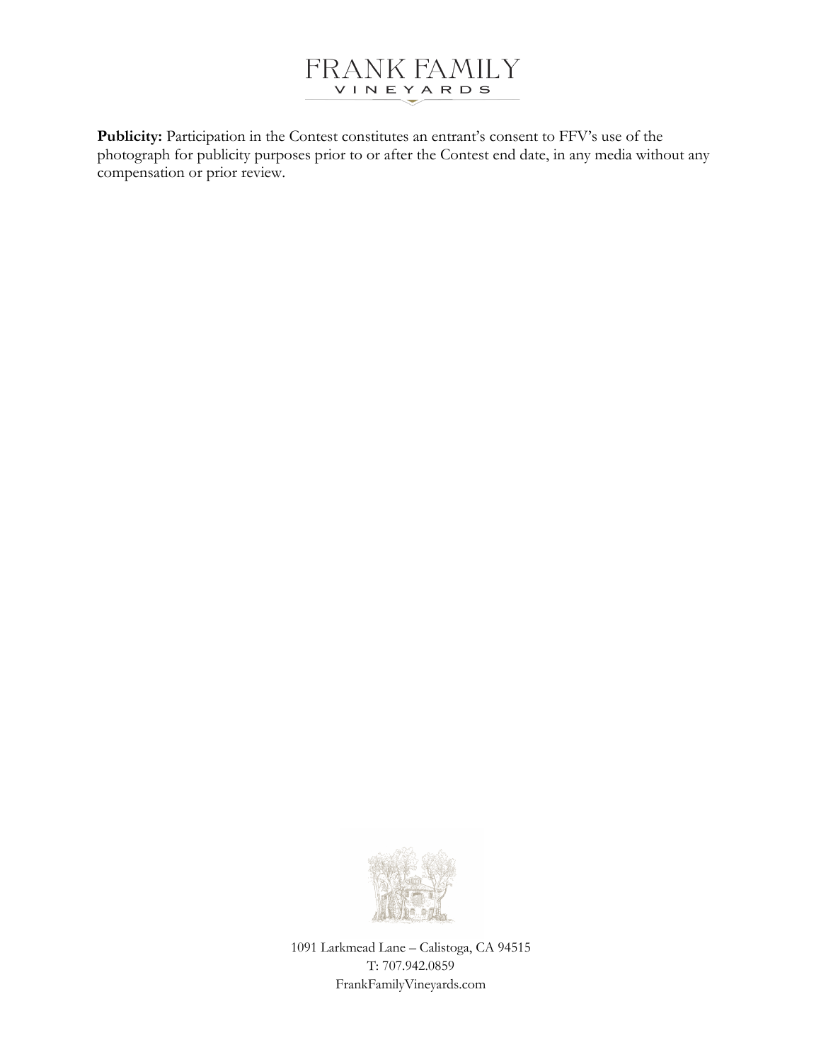**Publicity:** Participation in the Contest constitutes an entrant's consent to FFV's use of the photograph for publicity purposes prior to or after the Contest end date, in any media without any compensation or prior review.